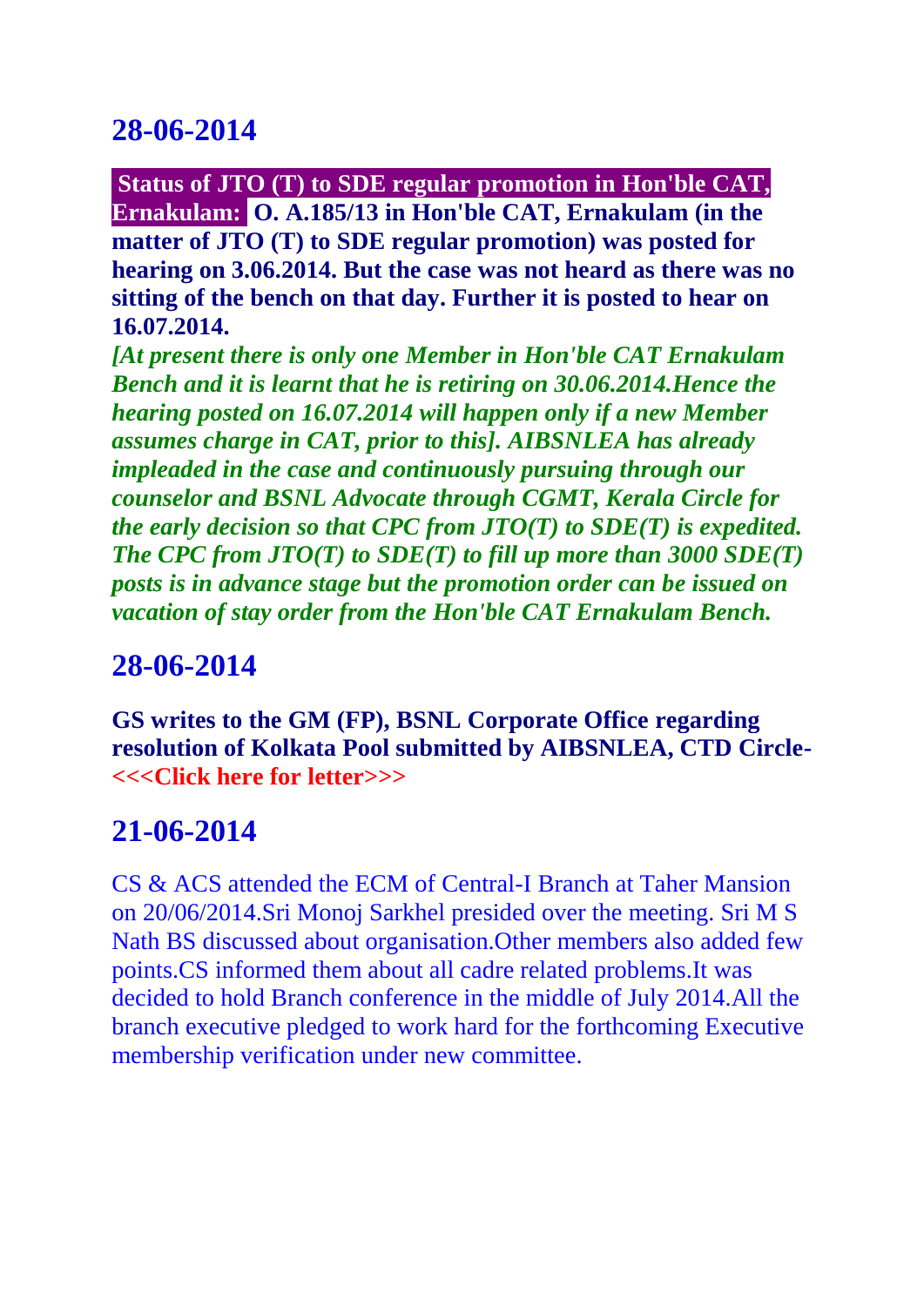## 28-06-2014

**Status of JTO (T) to SDE regular promotion in Hon'ble CAT, Ernakulam: O. A.185/13 in Hon'ble CAT, Ernakulam (in the matter of JTO (T) to SDE regular promotion) was posted for hearing on 3.06.2014. But the case was not heard as there was no sitting of the bench on that day. Further it is posted to hear on 16.07.2014.**

***[At present there is only one Member in Hon'ble CAT Ernakulam Bench and it is learnt that he is retiring on 30.06.2014.Hence the hearing posted on 16.07.2014 will happen only if a new Member assumes charge in CAT, prior to this]. AIBSNLEA has already impleaded in the case and continuously pursuing through our counselor and BSNL Advocate through CGMT, Kerala Circle for the early decision so that CPC from JTO(T) to SDE(T) is expedited. The CPC from JTO(T) to SDE(T) to fill up more than 3000 SDE(T) posts is in advance stage but the promotion order can be issued on vacation of stay order from the Hon'ble CAT Ernakulam Bench.***

## 28-06-2014

**GS writes to the GM (FP), BSNL Corporate Office regarding resolution of Kolkata Pool submitted by AIBSNLEA, CTD Circle- <<<Click here for letter>>>**

## 21-06-2014

CS & ACS attended the ECM of Central-I Branch at Taher Mansion on 20/06/2014.Sri Monoj Sarkhel presided over the meeting. Sri M S Nath BS discussed about organisation.Other members also added few points.CS informed them about all cadre related problems.It was decided to hold Branch conference in the middle of July 2014.All the branch executive pledged to work hard for the forthcoming Executive membership verification under new committee.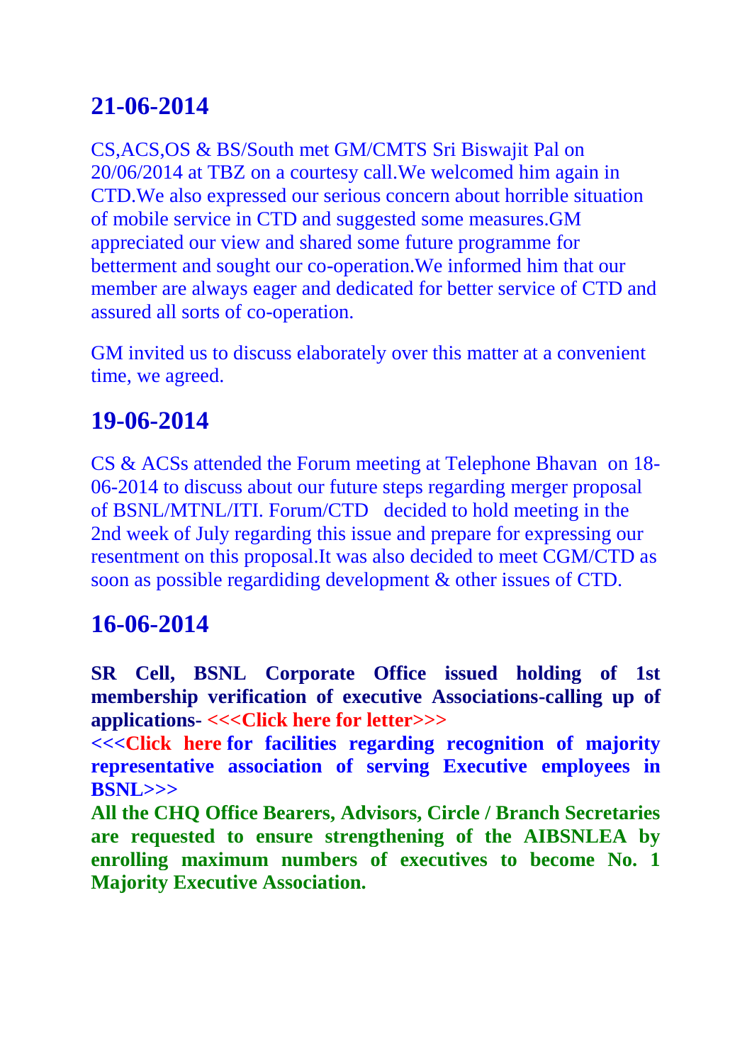## 21-06-2014

CS,ACS,OS & BS/South met GM/CMTS Sri Biswajit Pal on 20/06/2014 at TBZ on a courtesy call.We welcomed him again in CTD.We also expressed our serious concern about horrible situation of mobile service in CTD and suggested some measures.GM appreciated our view and shared some future programme for betterment and sought our co-operation.We informed him that our member are always eager and dedicated for better service of CTD and assured all sorts of co-operation.

GM invited us to discuss elaborately over this matter at a convenient time, we agreed.

## 19-06-2014

CS & ACSs attended the Forum meeting at Telephone Bhavan on 18-06-2014 to discuss about our future steps regarding merger proposal of BSNL/MTNL/ITI. Forum/CTD decided to hold meeting in the 2nd week of July regarding this issue and prepare for expressing our resentment on this proposal.It was also decided to meet CGM/CTD as soon as possible regardiding development & other issues of CTD.

## 16-06-2014

**SR Cell, BSNL Corporate Office issued holding of 1st membership verification of executive Associations-calling up of applications- <<<Click here for letter>>>**

**<<<Click here for facilities regarding recognition of majority representative association of serving Executive employees in BSNL>>>**

**All the CHQ Office Bearers, Advisors, Circle / Branch Secretaries are requested to ensure strengthening of the AIBSNLEA by enrolling maximum numbers of executives to become No. 1 Majority Executive Association.**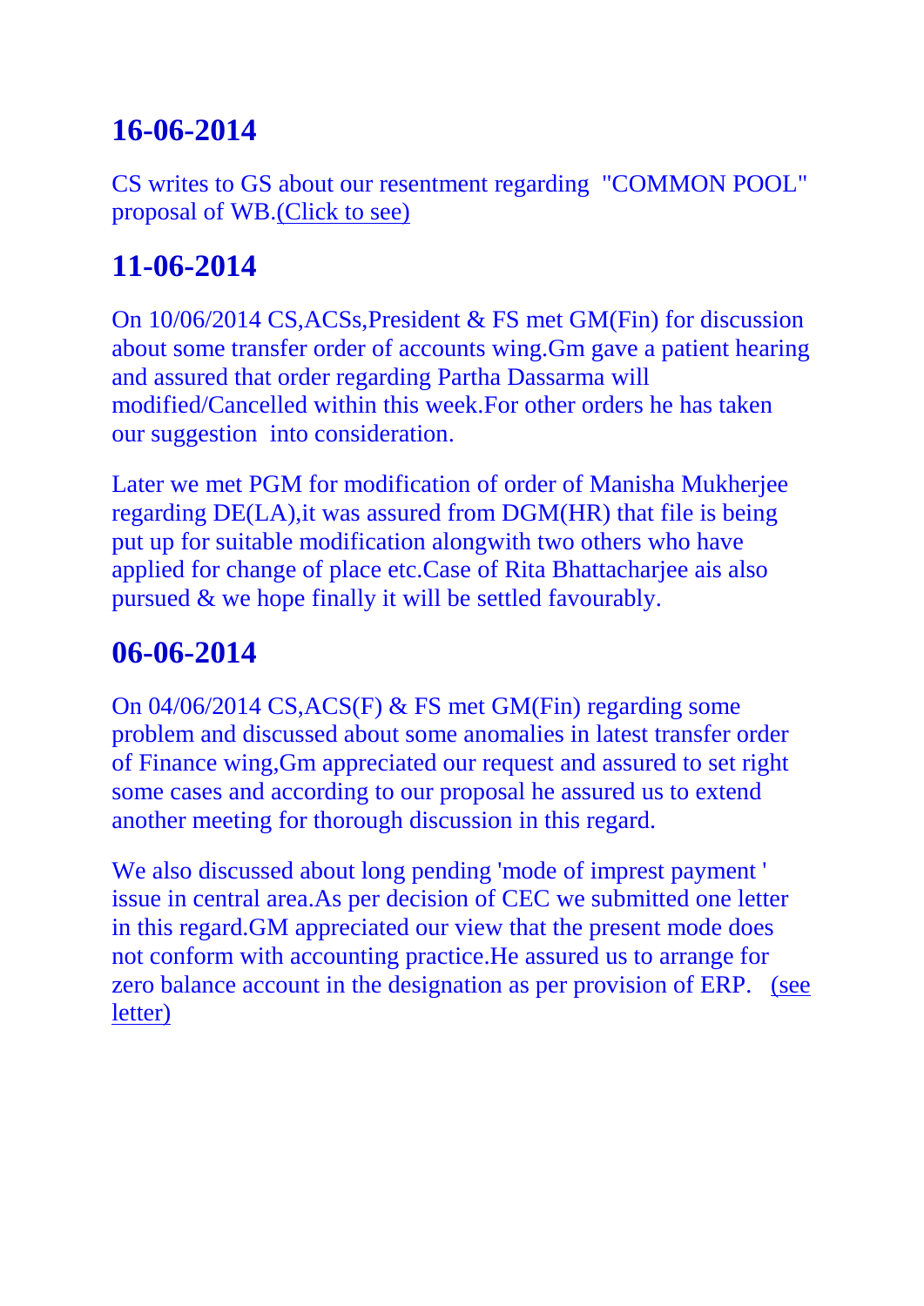## 16-06-2014

CS writes to GS about our resentment regarding "COMMON POOL" proposal of WB.(Click to see)

## 11-06-2014

On 10/06/2014 CS,ACSs,President & FS met GM(Fin) for discussion about some transfer order of accounts wing.Gm gave a patient hearing and assured that order regarding Partha Dassarma will modified/Cancelled within this week.For other orders he has taken our suggestion into consideration.

Later we met PGM for modification of order of Manisha Mukherjee regarding DE(LA),it was assured from DGM(HR) that file is being put up for suitable modification alongwith two others who have applied for change of place etc.Case of Rita Bhattacharjee ais also pursued & we hope finally it will be settled favourably.

## 06-06-2014

On 04/06/2014 CS,ACS(F) & FS met GM(Fin) regarding some problem and discussed about some anomalies in latest transfer order of Finance wing,Gm appreciated our request and assured to set right some cases and according to our proposal he assured us to extend another meeting for thorough discussion in this regard.

We also discussed about long pending 'mode of imprest payment ' issue in central area.As per decision of CEC we submitted one letter in this regard.GM appreciated our view that the present mode does not conform with accounting practice.He assured us to arrange for zero balance account in the designation as per provision of ERP. (see letter)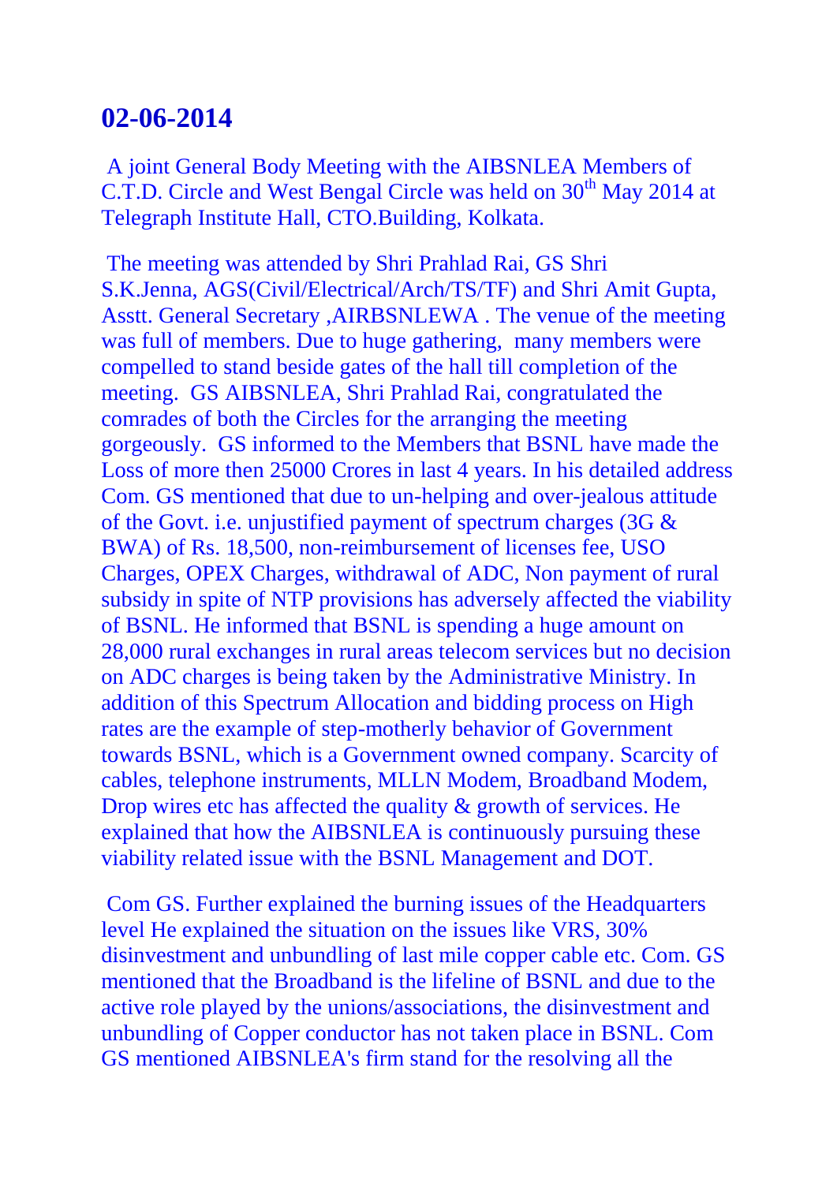## 02-06-2014

A joint General Body Meeting with the AIBSNLEA Members of C.T.D. Circle and West Bengal Circle was held on 30th May 2014 at Telegraph Institute Hall, CTO.Building, Kolkata.

The meeting was attended by Shri Prahlad Rai, GS Shri S.K.Jenna, AGS(Civil/Electrical/Arch/TS/TF) and Shri Amit Gupta, Asstt. General Secretary ,AIRBSNLEWA . The venue of the meeting was full of members. Due to huge gathering, many members were compelled to stand beside gates of the hall till completion of the meeting. GS AIBSNLEA, Shri Prahlad Rai, congratulated the comrades of both the Circles for the arranging the meeting gorgeously. GS informed to the Members that BSNL have made the Loss of more then 25000 Crores in last 4 years. In his detailed address Com. GS mentioned that due to un-helping and over-jealous attitude of the Govt. i.e. unjustified payment of spectrum charges (3G & BWA) of Rs. 18,500, non-reimbursement of licenses fee, USO Charges, OPEX Charges, withdrawal of ADC, Non payment of rural subsidy in spite of NTP provisions has adversely affected the viability of BSNL. He informed that BSNL is spending a huge amount on 28,000 rural exchanges in rural areas telecom services but no decision on ADC charges is being taken by the Administrative Ministry. In addition of this Spectrum Allocation and bidding process on High rates are the example of step-motherly behavior of Government towards BSNL, which is a Government owned company. Scarcity of cables, telephone instruments, MLLN Modem, Broadband Modem, Drop wires etc has affected the quality & growth of services. He explained that how the AIBSNLEA is continuously pursuing these viability related issue with the BSNL Management and DOT.

Com GS. Further explained the burning issues of the Headquarters level He explained the situation on the issues like VRS, 30% disinvestment and unbundling of last mile copper cable etc. Com. GS mentioned that the Broadband is the lifeline of BSNL and due to the active role played by the unions/associations, the disinvestment and unbundling of Copper conductor has not taken place in BSNL. Com GS mentioned AIBSNLEA's firm stand for the resolving all the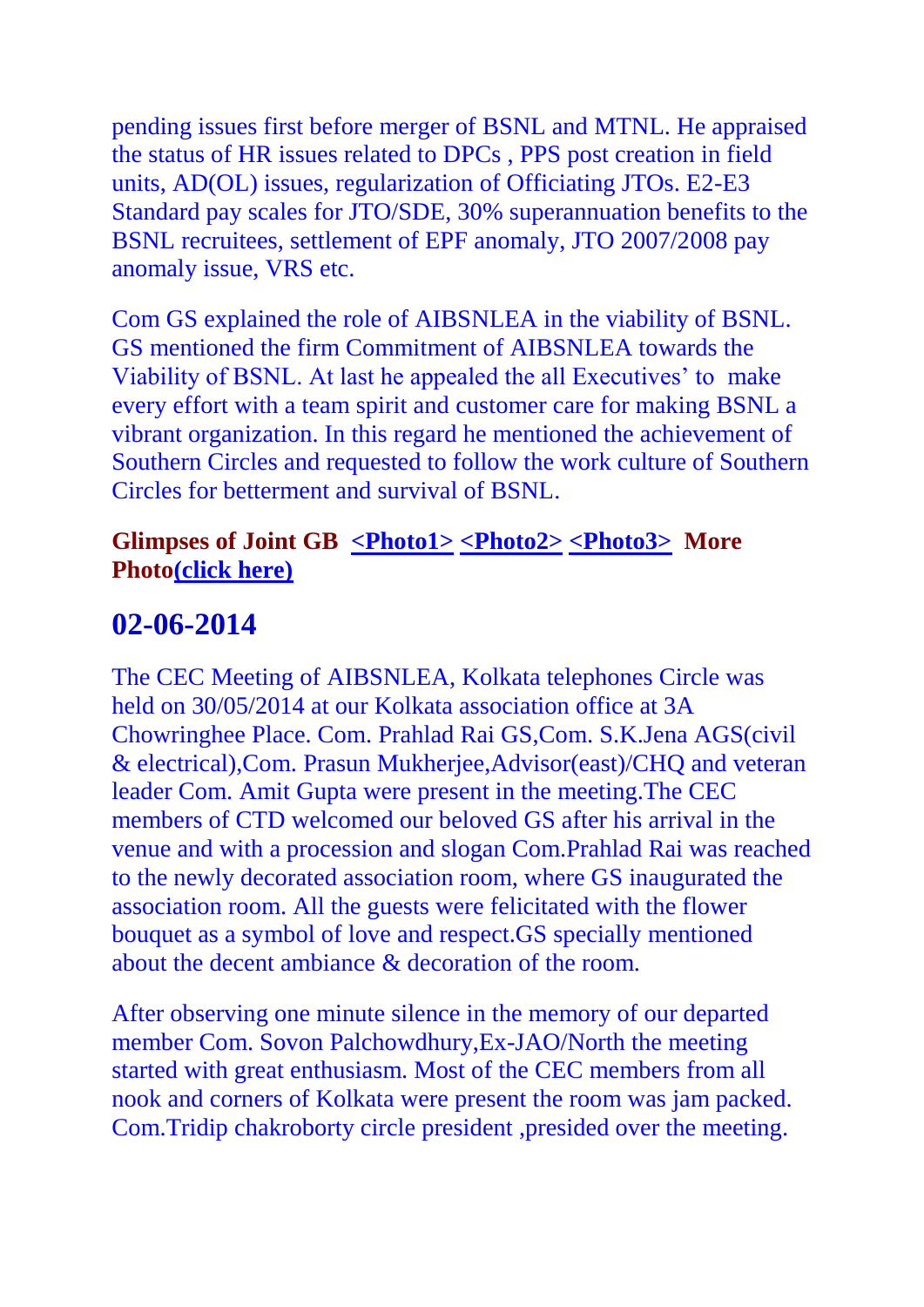pending issues first before merger of BSNL and MTNL. He appraised the status of HR issues related to DPCs , PPS post creation in field units, AD(OL) issues, regularization of Officiating JTOs. E2-E3 Standard pay scales for JTO/SDE, 30% superannuation benefits to the BSNL recruitees, settlement of EPF anomaly, JTO 2007/2008 pay anomaly issue, VRS etc.

Com GS explained the role of AIBSNLEA in the viability of BSNL. GS mentioned the firm Commitment of AIBSNLEA towards the Viability of BSNL. At last he appealed the all Executives' to make every effort with a team spirit and customer care for making BSNL a vibrant organization. In this regard he mentioned the achievement of Southern Circles and requested to follow the work culture of Southern Circles for betterment and survival of BSNL.

**Glimpses of Joint GB <Photo1> <Photo2> <Photo3> More Photo(click here)**

## 02-06-2014

The CEC Meeting of AIBSNLEA, Kolkata telephones Circle was held on 30/05/2014 at our Kolkata association office at 3A Chowringhee Place. Com. Prahlad Rai GS,Com. S.K.Jena AGS(civil & electrical),Com. Prasun Mukherjee,Advisor(east)/CHQ and veteran leader Com. Amit Gupta were present in the meeting.The CEC members of CTD welcomed our beloved GS after his arrival in the venue and with a procession and slogan Com.Prahlad Rai was reached to the newly decorated association room, where GS inaugurated the association room. All the guests were felicitated with the flower bouquet as a symbol of love and respect.GS specially mentioned about the decent ambiance & decoration of the room.

After observing one minute silence in the memory of our departed member Com. Sovon Palchowdhury,Ex-JAO/North the meeting started with great enthusiasm. Most of the CEC members from all nook and corners of Kolkata were present the room was jam packed. Com.Tridip chakroborty circle president ,presided over the meeting.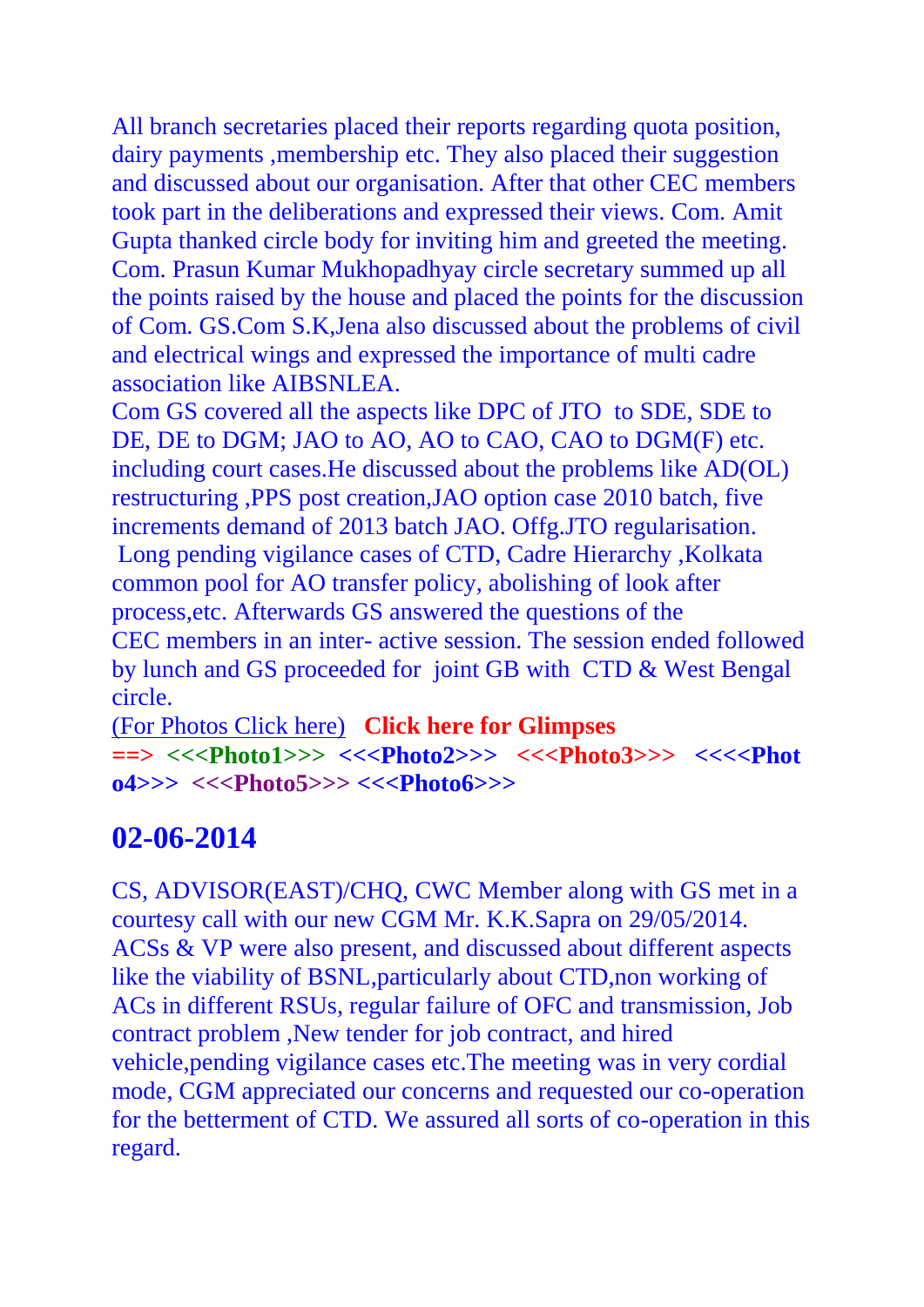All branch secretaries placed their reports regarding quota position, dairy payments ,membership etc. They also placed their suggestion and discussed about our organisation. After that other CEC members took part in the deliberations and expressed their views. Com. Amit Gupta thanked circle body for inviting him and greeted the meeting. Com. Prasun Kumar Mukhopadhyay circle secretary summed up all the points raised by the house and placed the points for the discussion of Com. GS.Com S.K,Jena also discussed about the problems of civil and electrical wings and expressed the importance of multi cadre association like AIBSNLEA.

Com GS covered all the aspects like DPC of JTO to SDE, SDE to DE, DE to DGM; JAO to AO, AO to CAO, CAO to DGM(F) etc. including court cases.He discussed about the problems like AD(OL) restructuring ,PPS post creation,JAO option case 2010 batch, five increments demand of 2013 batch JAO. Offg.JTO regularisation. Long pending vigilance cases of CTD, Cadre Hierarchy ,Kolkata common pool for AO transfer policy, abolishing of look after process,etc. Afterwards GS answered the questions of the CEC members in an inter- active session. The session ended followed by lunch and GS proceeded for joint GB with CTD & West Bengal circle.

(For Photos Click here) **Click here for Glimpses**
**==> <<<Photo1>>> <<<Photo2>>> <<<Photo3>>> <<<<Photo4>>> <<<Photo5>>> <<<Photo6>>>**

## 02-06-2014

CS, ADVISOR(EAST)/CHQ, CWC Member along with GS met in a courtesy call with our new CGM Mr. K.K.Sapra on 29/05/2014. ACSs & VP were also present, and discussed about different aspects like the viability of BSNL,particularly about CTD,non working of ACs in different RSUs, regular failure of OFC and transmission, Job contract problem ,New tender for job contract, and hired vehicle,pending vigilance cases etc.The meeting was in very cordial mode, CGM appreciated our concerns and requested our co-operation for the betterment of CTD. We assured all sorts of co-operation in this regard.